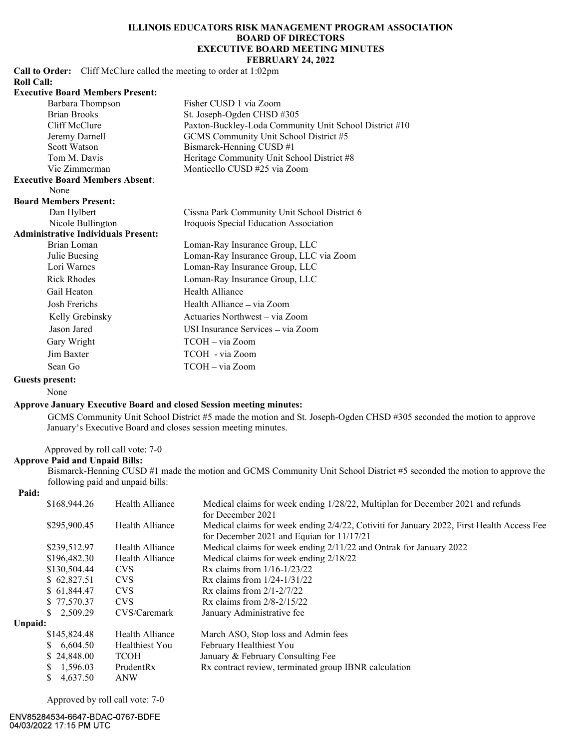# ILLINOIS EDUCATORS RISK MANAGEMENT PROGRAM ASSOCIATION
## BOARD OF DIRECTORS
## EXECUTIVE BOARD MEETING MINUTES
## FEBRUARY 24, 2022

**Call to Order:** Cliff McClure called the meeting to order at 1:02pm

**Roll Call:**

**Executive Board Members Present:**

| | |
|---|---|
| Barbara Thompson | Fisher CUSD 1 via Zoom |
| Brian Brooks | St. Joseph-Ogden CHSD #305 |
| Cliff McClure | Paxton-Buckley-Loda Community Unit School District #10 |
| Jeremy Darnell | GCMS Community Unit School District #5 |
| Scott Watson | Bismarck-Henning CUSD #1 |
| Tom M. Davis | Heritage Community Unit School District #8 |
| Vic Zimmerman | Monticello CUSD #25 via Zoom |

**Executive Board Members Absent:**

None

**Board Members Present:**

| | |
|---|---|
| Dan Hylbert | Cissna Park Community Unit School District 6 |
| Nicole Bullington | Iroquois Special Education Association |

**Administrative Individuals Present:**

| | |
|---|---|
| Brian Loman | Loman-Ray Insurance Group, LLC |
| Julie Buesing | Loman-Ray Insurance Group, LLC via Zoom |
| Lori Warnes | Loman-Ray Insurance Group, LLC |
| Rick Rhodes | Loman-Ray Insurance Group, LLC |
| Gail Heaton | Health Alliance |
| Josh Frerichs | Health Alliance – via Zoom |
| Kelly Grebinsky | Actuaries Northwest – via Zoom |
| Jason Jared | USI Insurance Services – via Zoom |
| Gary Wright | TCOH – via Zoom |
| Jim Baxter | TCOH - via Zoom |
| Sean Go | TCOH – via Zoom |

**Guests present:**

None

**Approve January Executive Board and closed Session meeting minutes:**

GCMS Community Unit School District #5 made the motion and St. Joseph-Ogden CHSD #305 seconded the motion to approve January's Executive Board and closes session meeting minutes.

Approved by roll call vote: 7-0

**Approve Paid and Unpaid Bills:**

Bismarck-Henning CUSD #1 made the motion and GCMS Community Unit School District #5 seconded the motion to approve the following paid and unpaid bills:

**Paid:**

| | | |
|---|---|---|
| $168,944.26 | Health Alliance | Medical claims for week ending 1/28/22, Multiplan for December 2021 and refunds for December 2021 |
| $295,900.45 | Health Alliance | Medical claims for week ending 2/4/22, Cotiviti for January 2022, First Health Access Fee for December 2021 and Equian for 11/17/21 |
| $239,512.97 | Health Alliance | Medical claims for week ending 2/11/22 and Ontrak for January 2022 |
| $196,482.30 | Health Alliance | Medical claims for week ending 2/18/22 |
| $130,504.44 | CVS | Rx claims from 1/16-1/23/22 |
| $ 62,827.51 | CVS | Rx claims from 1/24-1/31/22 |
| $ 61,844.47 | CVS | Rx claims from 2/1-2/7/22 |
| $ 77,570.37 | CVS | Rx claims from 2/8-2/15/22 |
| $ 2,509.29 | CVS/Caremark | January Administrative fee |

**Unpaid:**

| | | |
|---|---|---|
| $145,824.48 | Health Alliance | March ASO, Stop loss and Admin fees |
| $ 6,604.50 | Healthiest You | February Healthiest You |
| $ 24,848.00 | TCOH | January & February Consulting Fee |
| $ 1,596.03 | PrudentRx | Rx contract review, terminated group IBNR calculation |
| $ 4,637.50 | ANW | |

Approved by roll call vote: 7-0

ENV85284534-6647-BDAC-0767-BDFE
04/03/2022 17:15 PM UTC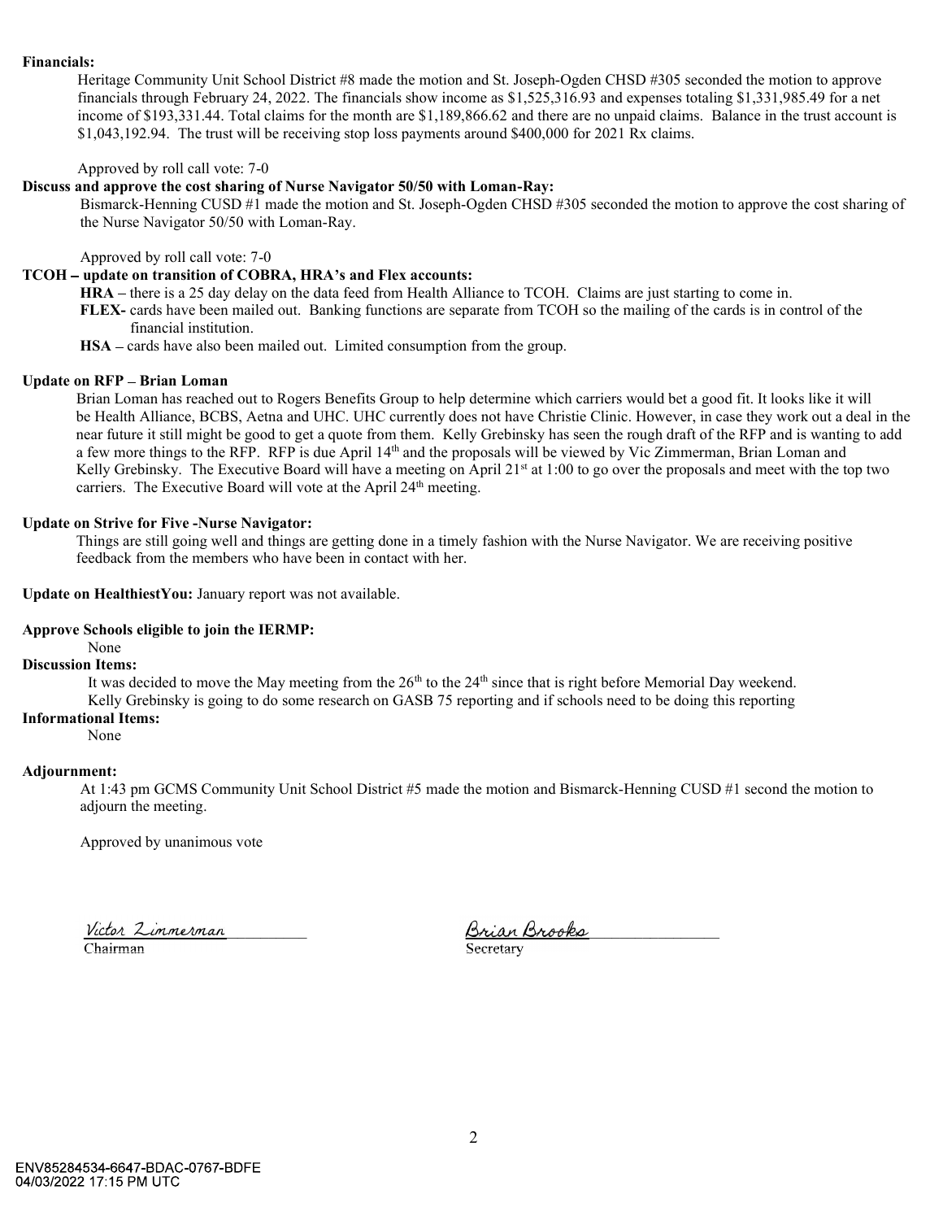**Financials:**

Heritage Community Unit School District #8 made the motion and St. Joseph-Ogden CHSD #305 seconded the motion to approve financials through February 24, 2022. The financials show income as $1,525,316.93 and expenses totaling $1,331,985.49 for a net income of $193,331.44. Total claims for the month are $1,189,866.62 and there are no unpaid claims. Balance in the trust account is $1,043,192.94. The trust will be receiving stop loss payments around $400,000 for 2021 Rx claims.

Approved by roll call vote: 7-0

**Discuss and approve the cost sharing of Nurse Navigator 50/50 with Loman-Ray:**

Bismarck-Henning CUSD #1 made the motion and St. Joseph-Ogden CHSD #305 seconded the motion to approve the cost sharing of the Nurse Navigator 50/50 with Loman-Ray.

Approved by roll call vote: 7-0

**TCOH – update on transition of COBRA, HRA's and Flex accounts:**

**HRA** – there is a 25 day delay on the data feed from Health Alliance to TCOH. Claims are just starting to come in.

**FLEX-** cards have been mailed out. Banking functions are separate from TCOH so the mailing of the cards is in control of the financial institution.

**HSA** – cards have also been mailed out. Limited consumption from the group.

**Update on RFP – Brian Loman**

Brian Loman has reached out to Rogers Benefits Group to help determine which carriers would bet a good fit. It looks like it will be Health Alliance, BCBS, Aetna and UHC. UHC currently does not have Christie Clinic. However, in case they work out a deal in the near future it still might be good to get a quote from them. Kelly Grebinsky has seen the rough draft of the RFP and is wanting to add a few more things to the RFP. RFP is due April 14th and the proposals will be viewed by Vic Zimmerman, Brian Loman and Kelly Grebinsky. The Executive Board will have a meeting on April 21st at 1:00 to go over the proposals and meet with the top two carriers. The Executive Board will vote at the April 24th meeting.

**Update on Strive for Five -Nurse Navigator:**

Things are still going well and things are getting done in a timely fashion with the Nurse Navigator. We are receiving positive feedback from the members who have been in contact with her.

**Update on HealthiestYou:** January report was not available.

**Approve Schools eligible to join the IERMP:**

None

**Discussion Items:**

It was decided to move the May meeting from the 26th to the 24th since that is right before Memorial Day weekend.

Kelly Grebinsky is going to do some research on GASB 75 reporting and if schools need to be doing this reporting

**Informational Items:**

None

**Adjournment:**

At 1:43 pm GCMS Community Unit School District #5 made the motion and Bismarck-Henning CUSD #1 second the motion to adjourn the meeting.

Approved by unanimous vote

*Victor Zimmerman*
Chairman

*Brian Brooks*
Secretary

ENV85284534-6647-BDAC-0767-BDFE
04/03/2022 17:15 PM UTC